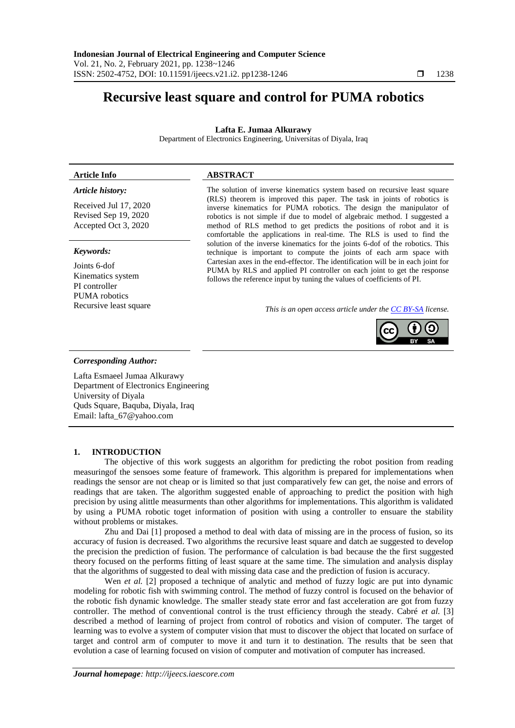# Recursive least square and control for PUMA robotics

**Lafta E. Jumaa Alkurawy**

Department of Electronics Engineering, Universitas of Diyala, Iraq

### Article Info

***Article history:***

Received Jul 17, 2020
Revised Sep 19, 2020
Accepted Oct 3, 2020

***Keywords:***

Joints 6-dof
Kinematics system
PI controller
PUMA robotics
Recursive least square

### ABSTRACT

The solution of inverse kinematics system based on recursive least square (RLS) theorem is improved this paper. The task in joints of robotics is inverse kinematics for PUMA robotics. The design the manipulator of robotics is not simple if due to model of algebraic method. I suggested a method of RLS method to get predicts the positions of robot and it is comfortable the applications in real-time. The RLS is used to find the solution of the inverse kinematics for the joints 6-dof of the robotics. This technique is important to compute the joints of each arm space with Cartesian axes in the end-effector. The identification will be in each joint for PUMA by RLS and applied PI controller on each joint to get the response follows the reference input by tuning the values of coefficients of PI.

*This is an open access article under the CC BY-SA license.*

***Corresponding Author:***

Lafta Esmaeel Jumaa Alkurawy
Department of Electronics Engineering
University of Diyala
Quds Square, Baquba, Diyala, Iraq
Email: lafta_67@yahoo.com

## 1. INTRODUCTION

The objective of this work suggests an algorithm for predicting the robot position from reading measuringof the sensoes some feature of framework. This algorithm is prepared for implementations when readings the sensor are not cheap or is limited so that just comparatively few can get, the noise and errors of readings that are taken. The algorithm suggested enable of approaching to predict the position with high precision by using alittle measurments than other algorithms for implementations. This algorithm is validated by using a PUMA robotic toget information of position with using a controller to ensuare the stability without problems or mistakes.

Zhu and Dai [1] proposed a method to deal with data of missing are in the process of fusion, so its accuracy of fusion is decreased. Two algorithms the recursive least square and datch ae suggested to develop the precision the prediction of fusion. The performance of calculation is bad because the the first suggested theory focused on the performs fitting of least square at the same time. The simulation and analysis display that the algorithms of suggested to deal with missing data case and the prediction of fusion is accuracy.

Wen *et al.* [2] proposed a technique of analytic and method of fuzzy logic are put into dynamic modeling for robotic fish with swimming control. The method of fuzzy control is focused on the behavior of the robotic fish dynamic knowledge. The smaller steady state error and fast acceleration are got from fuzzy controller. The method of conventional control is the trust efficiency through the steady. Cabré *et al.* [3] described a method of learning of project from control of robotics and vision of computer. The target of learning was to evolve a system of computer vision that must to discover the object that located on surface of target and control arm of computer to move it and turn it to destination. The results that be seen that evolution a case of learning focused on vision of computer and motivation of computer has increased.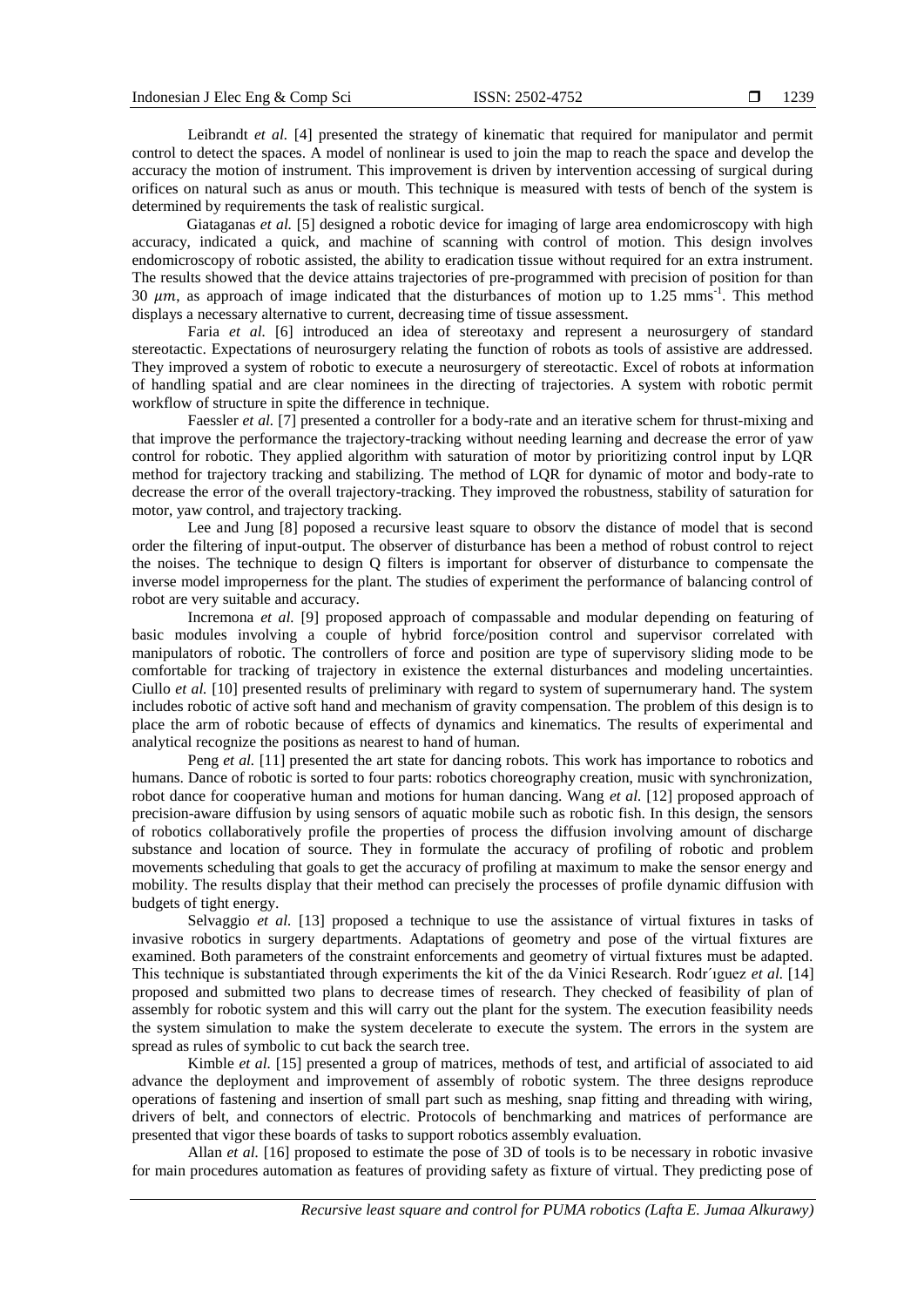Leibrandt *et al.* [4] presented the strategy of kinematic that required for manipulator and permit control to detect the spaces. A model of nonlinear is used to join the map to reach the space and develop the accuracy the motion of instrument. This improvement is driven by intervention accessing of surgical during orifices on natural such as anus or mouth. This technique is measured with tests of bench of the system is determined by requirements the task of realistic surgical.

Giataganas *et al.* [5] designed a robotic device for imaging of large area endomicroscopy with high accuracy, indicated a quick, and machine of scanning with control of motion. This design involves endomicroscopy of robotic assisted, the ability to eradication tissue without required for an extra instrument. The results showed that the device attains trajectories of pre-programmed with precision of position for than 30 $\mu m$, as approach of image indicated that the disturbances of motion up to 1.25 $\text{mms}^{-1}$. This method displays a necessary alternative to current, decreasing time of tissue assessment.

Faria *et al.* [6] introduced an idea of stereotaxy and represent a neurosurgery of standard stereotactic. Expectations of neurosurgery relating the function of robots as tools of assistive are addressed. They improved a system of robotic to execute a neurosurgery of stereotactic. Excel of robots at information of handling spatial and are clear nominees in the directing of trajectories. A system with robotic permit workflow of structure in spite the difference in technique.

Faessler *et al.* [7] presented a controller for a body-rate and an iterative schem for thrust-mixing and that improve the performance the trajectory-tracking without needing learning and decrease the error of yaw control for robotic. They applied algorithm with saturation of motor by prioritizing control input by LQR method for trajectory tracking and stabilizing. The method of LQR for dynamic of motor and body-rate to decrease the error of the overall trajectory-tracking. They improved the robustness, stability of saturation for motor, yaw control, and trajectory tracking.

Lee and Jung [8] poposed a recursive least square to obsorv the distance of model that is second order the filtering of input-output. The observer of disturbance has been a method of robust control to reject the noises. The technique to design Q filters is important for observer of disturbance to compensate the inverse model improperness for the plant. The studies of experiment the performance of balancing control of robot are very suitable and accuracy.

Incremona *et al.* [9] proposed approach of compassable and modular depending on featuring of basic modules involving a couple of hybrid force/position control and supervisor correlated with manipulators of robotic. The controllers of force and position are type of supervisory sliding mode to be comfortable for tracking of trajectory in existence the external disturbances and modeling uncertainties. Ciullo *et al.* [10] presented results of preliminary with regard to system of supernumerary hand. The system includes robotic of active soft hand and mechanism of gravity compensation. The problem of this design is to place the arm of robotic because of effects of dynamics and kinematics. The results of experimental and analytical recognize the positions as nearest to hand of human.

Peng *et al.* [11] presented the art state for dancing robots. This work has importance to robotics and humans. Dance of robotic is sorted to four parts: robotics choreography creation, music with synchronization, robot dance for cooperative human and motions for human dancing. Wang *et al.* [12] proposed approach of precision-aware diffusion by using sensors of aquatic mobile such as robotic fish. In this design, the sensors of robotics collaboratively profile the properties of process the diffusion involving amount of discharge substance and location of source. They in formulate the accuracy of profiling of robotic and problem movements scheduling that goals to get the accuracy of profiling at maximum to make the sensor energy and mobility. The results display that their method can precisely the processes of profile dynamic diffusion with budgets of tight energy.

Selvaggio *et al.* [13] proposed a technique to use the assistance of virtual fixtures in tasks of invasive robotics in surgery departments. Adaptations of geometry and pose of the virtual fixtures are examined. Both parameters of the constraint enforcements and geometry of virtual fixtures must be adapted. This technique is substantiated through experiments the kit of the da Vinici Research. Rodr´ıguez *et al.* [14] proposed and submitted two plans to decrease times of research. They checked of feasibility of plan of assembly for robotic system and this will carry out the plant for the system. The execution feasibility needs the system simulation to make the system decelerate to execute the system. The errors in the system are spread as rules of symbolic to cut back the search tree.

Kimble *et al.* [15] presented a group of matrices, methods of test, and artificial of associated to aid advance the deployment and improvement of assembly of robotic system. The three designs reproduce operations of fastening and insertion of small part such as meshing, snap fitting and threading with wiring, drivers of belt, and connectors of electric. Protocols of benchmarking and matrices of performance are presented that vigor these boards of tasks to support robotics assembly evaluation.

Allan *et al.* [16] proposed to estimate the pose of 3D of tools is to be necessary in robotic invasive for main procedures automation as features of providing safety as fixture of virtual. They predicting pose of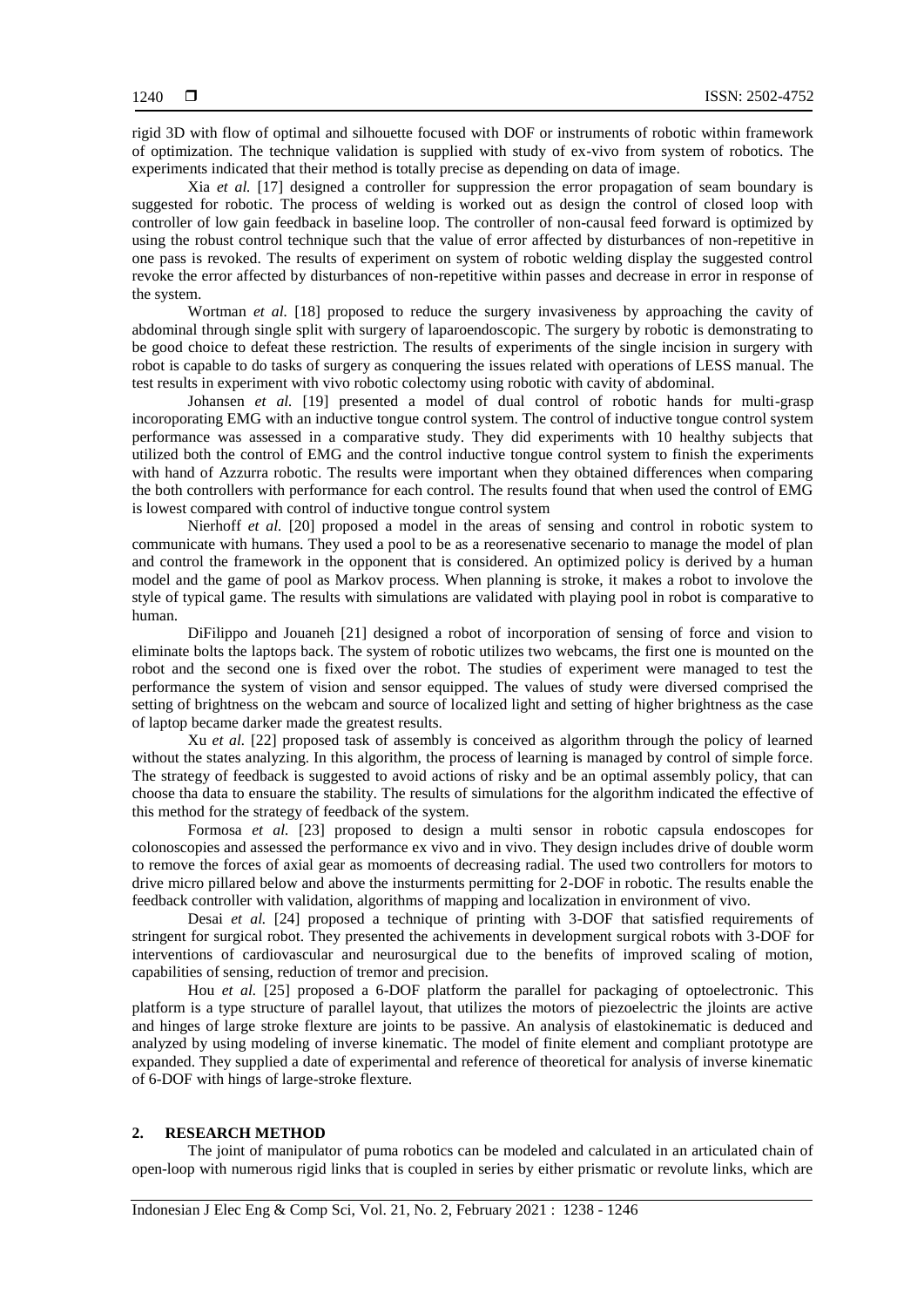rigid 3D with flow of optimal and silhouette focused with DOF or instruments of robotic within framework of optimization. The technique validation is supplied with study of ex-vivo from system of robotics. The experiments indicated that their method is totally precise as depending on data of image.

Xia *et al.* [17] designed a controller for suppression the error propagation of seam boundary is suggested for robotic. The process of welding is worked out as design the control of closed loop with controller of low gain feedback in baseline loop. The controller of non-causal feed forward is optimized by using the robust control technique such that the value of error affected by disturbances of non-repetitive in one pass is revoked. The results of experiment on system of robotic welding display the suggested control revoke the error affected by disturbances of non-repetitive within passes and decrease in error in response of the system.

Wortman *et al.* [18] proposed to reduce the surgery invasiveness by approaching the cavity of abdominal through single split with surgery of laparoendoscopic. The surgery by robotic is demonstrating to be good choice to defeat these restriction. The results of experiments of the single incision in surgery with robot is capable to do tasks of surgery as conquering the issues related with operations of LESS manual. The test results in experiment with vivo robotic colectomy using robotic with cavity of abdominal.

Johansen *et al.* [19] presented a model of dual control of robotic hands for multi-grasp incoroporating EMG with an inductive tongue control system. The control of inductive tongue control system performance was assessed in a comparative study. They did experiments with 10 healthy subjects that utilized both the control of EMG and the control inductive tongue control system to finish the experiments with hand of Azzurra robotic. The results were important when they obtained differences when comparing the both controllers with performance for each control. The results found that when used the control of EMG is lowest compared with control of inductive tongue control system

Nierhoff *et al.* [20] proposed a model in the areas of sensing and control in robotic system to communicate with humans. They used a pool to be as a reoresenative secenario to manage the model of plan and control the framework in the opponent that is considered. An optimized policy is derived by a human model and the game of pool as Markov process. When planning is stroke, it makes a robot to involove the style of typical game. The results with simulations are validated with playing pool in robot is comparative to human.

DiFilippo and Jouaneh [21] designed a robot of incorporation of sensing of force and vision to eliminate bolts the laptops back. The system of robotic utilizes two webcams, the first one is mounted on the robot and the second one is fixed over the robot. The studies of experiment were managed to test the performance the system of vision and sensor equipped. The values of study were diversed comprised the setting of brightness on the webcam and source of localized light and setting of higher brightness as the case of laptop became darker made the greatest results.

Xu *et al.* [22] proposed task of assembly is conceived as algorithm through the policy of learned without the states analyzing. In this algorithm, the process of learning is managed by control of simple force. The strategy of feedback is suggested to avoid actions of risky and be an optimal assembly policy, that can choose tha data to ensuare the stability. The results of simulations for the algorithm indicated the effective of this method for the strategy of feedback of the system.

Formosa *et al.* [23] proposed to design a multi sensor in robotic capsula endoscopes for colonoscopies and assessed the performance ex vivo and in vivo. They design includes drive of double worm to remove the forces of axial gear as momoents of decreasing radial. The used two controllers for motors to drive micro pillared below and above the insturments permitting for 2-DOF in robotic. The results enable the feedback controller with validation, algorithms of mapping and localization in environment of vivo.

Desai *et al.* [24] proposed a technique of printing with 3-DOF that satisfied requirements of stringent for surgical robot. They presented the achivements in development surgical robots with 3-DOF for interventions of cardiovascular and neurosurgical due to the benefits of improved scaling of motion, capabilities of sensing, reduction of tremor and precision.

Hou *et al.* [25] proposed a 6-DOF platform the parallel for packaging of optoelectronic. This platform is a type structure of parallel layout, that utilizes the motors of piezoelectric the jloints are active and hinges of large stroke flexture are joints to be passive. An analysis of elastokinematic is deduced and analyzed by using modeling of inverse kinematic. The model of finite element and compliant prototype are expanded. They supplied a date of experimental and reference of theoretical for analysis of inverse kinematic of 6-DOF with hings of large-stroke flexture.

## 2. RESEARCH METHOD

The joint of manipulator of puma robotics can be modeled and calculated in an articulated chain of open-loop with numerous rigid links that is coupled in series by either prismatic or revolute links, which are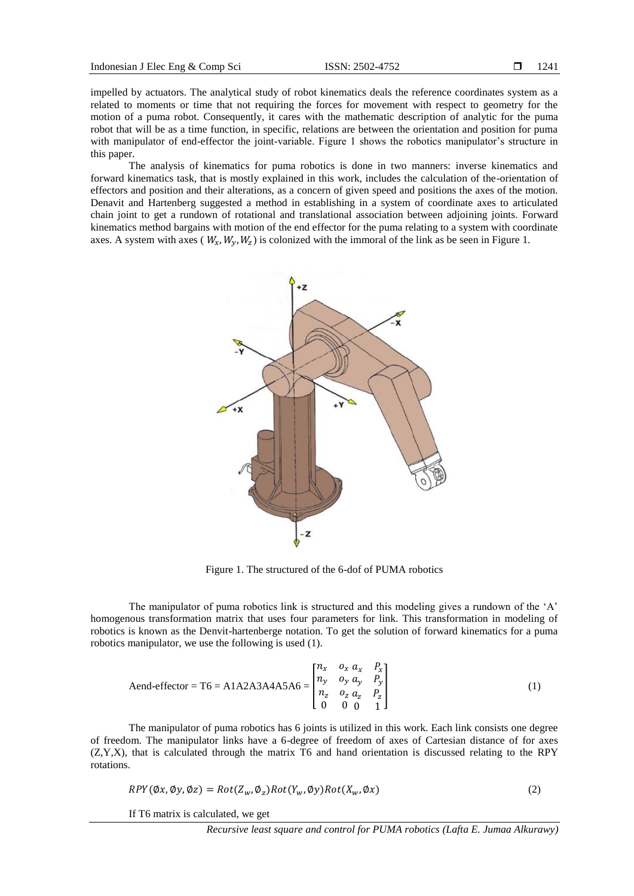impelled by actuators. The analytical study of robot kinematics deals the reference coordinates system as a related to moments or time that not requiring the forces for movement with respect to geometry for the motion of a puma robot. Consequently, it cares with the mathematic description of analytic for the puma robot that will be as a time function, in specific, relations are between the orientation and position for puma with manipulator of end-effector the joint-variable. Figure 1 shows the robotics manipulator's structure in this paper.

The analysis of kinematics for puma robotics is done in two manners: inverse kinematics and forward kinematics task, that is mostly explained in this work, includes the calculation of the-orientation of effectors and position and their alterations, as a concern of given speed and positions the axes of the motion. Denavit and Hartenberg suggested a method in establishing in a system of coordinate axes to articulated chain joint to get a rundown of rotational and translational association between adjoining joints. Forward kinematics method bargains with motion of the end effector for the puma relating to a system with coordinate axes. A system with axes ( $W_x, W_y, W_z$ ) is colonized with the immoral of the link as be seen in Figure 1.

Figure 1. The structured of the 6-dof of PUMA robotics

The manipulator of puma robotics link is structured and this modeling gives a rundown of the 'A' homogenous transformation matrix that uses four parameters for link. This transformation in modeling of robotics is known as the Denvit-hartenberge notation. To get the solution of forward kinematics for a puma robotics manipulator, we use the following is used (1).

$$\text{Aend-effector} = \text{T6} = \text{A1A2A3A4A5A6} = \begin{bmatrix} n_x & o_x\, a_x & P_x \\ n_y & o_y\, a_y & P_y \\ n_z & o_z\, a_z & P_z \\ 0 & 0\; 0 & 1 \end{bmatrix} \tag{1}$$

The manipulator of puma robotics has 6 joints is utilized in this work. Each link consists one degree of freedom. The manipulator links have a 6-degree of freedom of axes of Cartesian distance of for axes (Z,Y,X), that is calculated through the matrix T6 and hand orientation is discussed relating to the RPY rotations.

$$RPY(\emptyset x, \emptyset y, \emptyset z) = Rot(Z_w, \emptyset_z) Rot(Y_w, \emptyset y) Rot(X_w, \emptyset x) \tag{2}$$

If T6 matrix is calculated, we get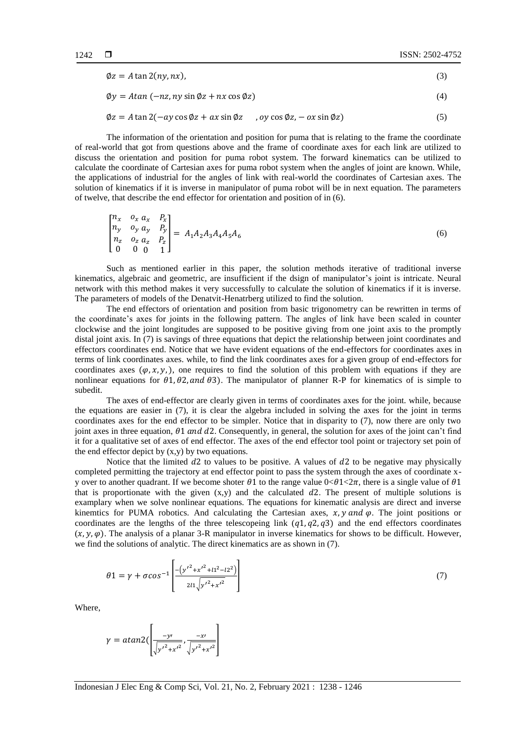$$\emptyset z = A\tan 2(ny, nx), \tag{3}$$

$$\emptyset y = Atan\ (-nz, ny \sin \emptyset z + nx \cos \emptyset z) \tag{4}$$

$$\emptyset z = A\tan 2(-ay \cos \emptyset z + ax \sin \emptyset z \quad , oy \cos \emptyset z, -ox \sin \emptyset z) \tag{5}$$

The information of the orientation and position for puma that is relating to the frame the coordinate of real-world that got from questions above and the frame of coordinate axes for each link are utilized to discuss the orientation and position for puma robot system. The forward kinematics can be utilized to calculate the coordinate of Cartesian axes for puma robot system when the angles of joint are known. While, the applications of industrial for the angles of link with real-world the coordinates of Cartesian axes. The solution of kinematics if it is inverse in manipulator of puma robot will be in next equation. The parameters of twelve, that describe the end effector for orientation and position of in (6).

$$\begin{bmatrix} n_x & o_x\ a_x & P_x \\ n_y & o_y\ a_y & P_y \\ n_z & o_z\ a_z & P_z \\ 0 & 0\ \ 0 & 1 \end{bmatrix} = A_1 A_2 A_3 A_4 A_5 A_6 \tag{6}$$

Such as mentioned earlier in this paper, the solution methods iterative of traditional inverse kinematics, algebraic and geometric, are insufficient if the dsign of manipulator's joint is intricate. Neural network with this method makes it very successfully to calculate the solution of kinematics if it is inverse. The parameters of models of the Denatvit-Henatrberg utilized to find the solution.

The end effectors of orientation and position from basic trigonometry can be rewritten in terms of the coordinate's axes for joints in the following pattern. The angles of link have been scaled in counter clockwise and the joint longitudes are supposed to be positive giving from one joint axis to the promptly distal joint axis. In (7) is savings of three equations that depict the relationship between joint coordinates and effectors coordinates end. Notice that we have evident equations of the end-effectors for coordinates axes in terms of link coordinates axes. while, to find the link coordinates axes for a given group of end-effectors for coordinates axes $(\varphi, x, y,)$, one requires to find the solution of this problem with equations if they are nonlinear equations for $\theta 1, \theta 2, and\ \theta 3$). The manipulator of planner R-P for kinematics of is simple to subedit.

The axes of end-effector are clearly given in terms of coordinates axes for the joint. while, because the equations are easier in (7), it is clear the algebra included in solving the axes for the joint in terms coordinates axes for the end effector to be simpler. Notice that in disparity to (7), now there are only two joint axes in three equation, $\theta 1\ and\ d2$. Consequently, in general, the solution for axes of the joint can't find it for a qualitative set of axes of end effector. The axes of the end effector tool point or trajectory set poin of the end effector depict by (x,y) by two equations.

Notice that the limited $d2$ to values to be positive. A values of $d2$ to be negative may physically completed permitting the trajectory at end effector point to pass the system through the axes of coordinate x-y over to another quadrant. If we become shoter $\theta 1$ to the range value $0<\theta 1<2\pi$, there is a single value of $\theta 1$ that is proportionate with the given (x,y) and the calculated $d2$. The present of multiple solutions is examplary when we solve nonlinear equations. The equations for kinematic analysis are direct and inverse kinemtics for PUMA robotics. And calculating the Cartesian axes, $x, y\ and\ \varphi$. The joint positions or coordinates are the lengths of the three telescopeing link $(q1, q2, q3)$ and the end effectors coordinates $(x, y, \varphi)$. The analysis of a planar 3-R manipulator in inverse kinematics for shows to be difficult. However, we find the solutions of analytic. The direct kinematics are as shown in (7).

$$\theta 1 = \gamma + \sigma cos^{-1}\left[\frac{-\left(y'^2 + x'^2 + l1^2 - l2^2\right)}{2l1\sqrt{y'^2 + x'^2}}\right] \tag{7}$$

Where,

$$\gamma = atan2(\left[\frac{-y'}{\sqrt{y'^2 + x'^2}}, \frac{-x'}{\sqrt{y'^2 + x'^2}}\right]$$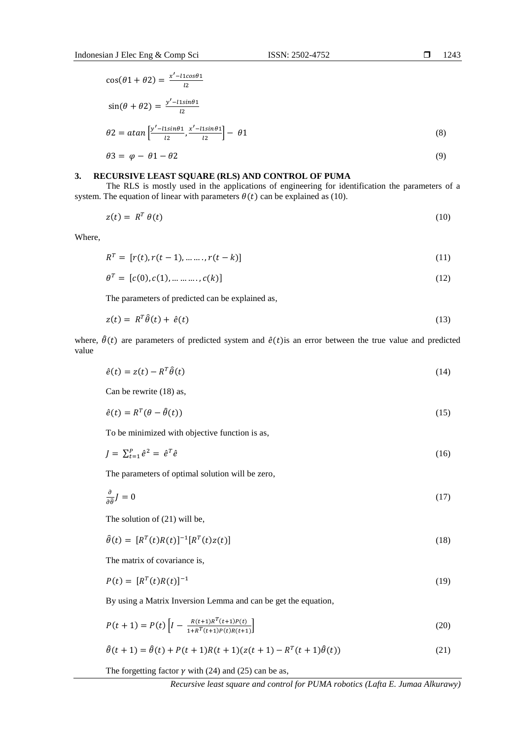$$\cos(\theta 1 + \theta 2) = \frac{x' - l1cos\theta 1}{l2}$$

$$\sin(\theta + \theta 2) = \frac{y' - l1sin\theta 1}{l2}$$

$$\theta 2 = atan\left[\frac{y' - l1sin\theta 1}{l2}, \frac{x' - l1sin\theta 1}{l2}\right] - \theta 1 \tag{8}$$

$$\theta 3 = \varphi - \theta 1 - \theta 2 \tag{9}$$

## 3. RECURSIVE LEAST SQUARE (RLS) AND CONTROL OF PUMA

The RLS is mostly used in the applications of engineering for identification the parameters of a system. The equation of linear with parameters $\theta(t)$ can be explained as (10).

$$z(t) = R^T \theta(t) \tag{10}$$

Where,

$$R^T = [r(t), r(t-1), \ldots\ldots, r(t-k)] \tag{11}$$

$$\theta^T = [c(0), c(1), \ldots\ldots\ldots, c(k)] \tag{12}$$

The parameters of predicted can be explained as,

$$z(t) = R^T \hat{\theta}(t) + \hat{e}(t) \tag{13}$$

where, $\hat{\theta}(t)$ are parameters of predicted system and $\hat{e}(t)$is an error between the true value and predicted value

$$\hat{e}(t) = z(t) - R^T \hat{\theta}(t) \tag{14}$$

Can be rewrite (18) as,

$$\hat{e}(t) = R^T(\theta - \hat{\theta}(t)) \tag{15}$$

To be minimized with objective function is as,

$$J = \sum_{t=1}^{P} \hat{e}^2 = \hat{e}^T \hat{e} \tag{16}$$

The parameters of optimal solution will be zero,

$$\frac{\partial}{\partial \hat{\theta}} J = 0 \tag{17}$$

The solution of (21) will be,

$$\hat{\theta}(t) = [R^T(t)R(t)]^{-1}[R^T(t)z(t)] \tag{18}$$

The matrix of covariance is,

$$P(t) = [R^T(t)R(t)]^{-1} \tag{19}$$

By using a Matrix Inversion Lemma and can be get the equation,

$$P(t+1) = P(t)\left[I - \frac{R(t+1)R^T(t+1)P(t)}{1 + R^T(t+1)P(t)R(t+1)}\right] \tag{20}$$

$$\hat{\theta}(t+1) = \hat{\theta}(t) + P(t+1)R(t+1)(z(t+1) - R^T(t+1)\hat{\theta}(t)) \tag{21}$$

The forgetting factor $\gamma$ with (24) and (25) can be as,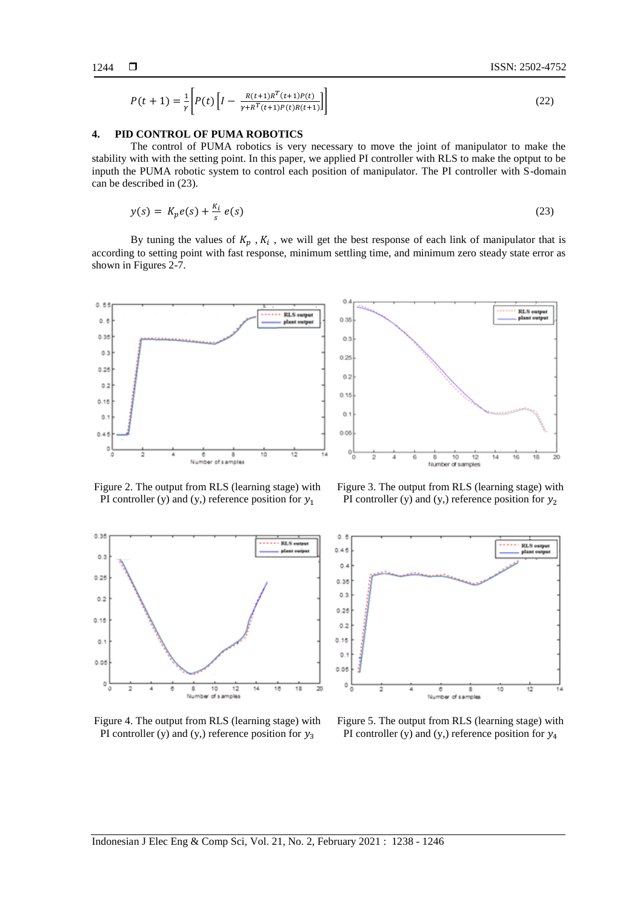$$P(t+1) = \frac{1}{\gamma}\left[P(t)\left[I - \frac{R(t+1)R^T(t+1)P(t)}{\gamma + R^T(t+1)P(t)R(t+1)}\right]\right] \tag{22}$$

## 4. PID CONTROL OF PUMA ROBOTICS

The control of PUMA robotics is very necessary to move the joint of manipulator to make the stability with with the setting point. In this paper, we applied PI controller with RLS to make the optput to be inputh the PUMA robotic system to control each position of manipulator. The PI controller with S-domain can be described in (23).

$$y(s) = K_p e(s) + \frac{K_i}{s} e(s) \tag{23}$$

By tuning the values of $K_p$ , $K_i$ , we will get the best response of each link of manipulator that is according to setting point with fast response, minimum settling time, and minimum zero steady state error as shown in Figures 2-7.

Figure 2. The output from RLS (learning stage) with PI controller (y) and (y,) reference position for $y_1$

Figure 3. The output from RLS (learning stage) with PI controller (y) and (y,) reference position for $y_2$

Figure 4. The output from RLS (learning stage) with PI controller (y) and (y,) reference position for $y_3$

Figure 5. The output from RLS (learning stage) with PI controller (y) and (y,) reference position for $y_4$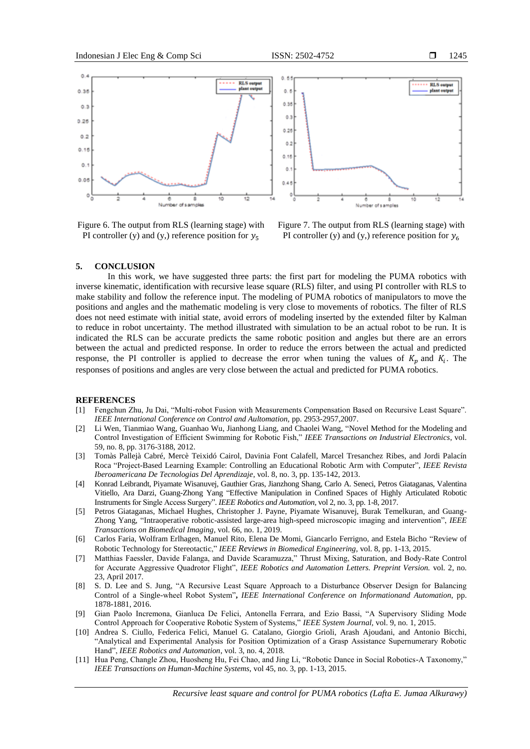Figure 6. The output from RLS (learning stage) with PI controller (y) and (y,) reference position for $y_5$

Figure 7. The output from RLS (learning stage) with PI controller (y) and (y,) reference position for $y_6$

## 5. CONCLUSION

In this work, we have suggested three parts: the first part for modeling the PUMA robotics with inverse kinematic, identification with recursive lease square (RLS) filter, and using PI controller with RLS to make stability and follow the reference input. The modeling of PUMA robotics of manipulators to move the positions and angles and the mathematic modeling is very close to movements of robotics. The filter of RLS does not need estimate with initial state, avoid errors of modeling inserted by the extended filter by Kalman to reduce in robot uncertainty. The method illustrated with simulation to be an actual robot to be run. It is indicated the RLS can be accurate predicts the same robotic position and angles but there are an errors between the actual and predicted response. In order to reduce the errors between the actual and predicted response, the PI controller is applied to decrease the error when tuning the values of $K_p$ and $K_i$. The responses of positions and angles are very close between the actual and predicted for PUMA robotics.

## REFERENCES

[1] Fengchun Zhu, Ju Dai, "Multi-robot Fusion with Measurements Compensation Based on Recursive Least Square". *IEEE International Conference on Control and Aultomation*, pp. 2953-2957,2007.

[2] Li Wen, Tianmiao Wang, Guanhao Wu, Jianhong Liang, and Chaolei Wang, "Novel Method for the Modeling and Control Investigation of Efficient Swimming for Robotic Fish," *IEEE Transactions on Industrial Electronics*, vol. 59, no. 8, pp. 3176-3188, 2012.

[3] Tomàs Pallejà Cabré, Mercè Teixidó Cairol, Davinia Font Calafell, Marcel Tresanchez Ribes, and Jordi Palacín Roca "Project-Based Learning Example: Controlling an Educational Robotic Arm with Computer", *IEEE Revista Iberoamericana De Tecnologias Del Aprendizaje*, vol. 8, no. 3, pp. 135-142, 2013.

[4] Konrad Leibrandt, Piyamate Wisanuvej, Gauthier Gras, Jianzhong Shang, Carlo A. Seneci, Petros Giataganas, Valentina Vitiello, Ara Darzi, Guang-Zhong Yang "Effective Manipulation in Confined Spaces of Highly Articulated Robotic Instruments for Single Access Surgery". *IEEE Robotics and Automation,* vol 2, no. 3, pp. 1-8, 2017.

[5] Petros Giataganas, Michael Hughes, Christopher J. Payne, Piyamate Wisanuvej, Burak Temelkuran, and Guang-Zhong Yang, "Intraoperative robotic-assisted large-area high-speed microscopic imaging and intervention", *IEEE Transactions on Biomedical Imaging*, vol. 66, no. 1, 2019.

[6] Carlos Faria, Wolfram Erlhagen, Manuel Rito, Elena De Momi, Giancarlo Ferrigno, and Estela Bicho "Review of Robotic Technology for Stereotactic," *IEEE Reviews in Biomedical Engineering,* vol. 8, pp. 1-13, 2015.

[7] Matthias Faessler, Davide Falanga, and Davide Scaramuzza," Thrust Mixing, Saturation, and Body-Rate Control for Accurate Aggressive Quadrotor Flight", *IEEE Robotics and Automation Letters. Preprint Version.* vol. 2, no. 23, April 2017.

[8] S. D. Lee and S. Jung, "A Recursive Least Square Approach to a Disturbance Observer Design for Balancing Control of a Single-wheel Robot System", *IEEE International Conference on Informationand Automation,* pp. 1878-1881, 2016.

[9] Gian Paolo Incremona, Gianluca De Felici, Antonella Ferrara, and Ezio Bassi, "A Supervisory Sliding Mode Control Approach for Cooperative Robotic System of Systems," *IEEE System Journal,* vol. 9, no. 1, 2015.

[10] Andrea S. Ciullo, Federica Felici, Manuel G. Catalano, Giorgio Grioli, Arash Ajoudani, and Antonio Bicchi, "Analytical and Experimental Analysis for Position Optimization of a Grasp Assistance Supernumerary Robotic Hand", *IEEE Robotics and Automation*, vol. 3, no. 4, 2018.

[11] Hua Peng, Changle Zhou, Huosheng Hu, Fei Chao, and Jing Li, "Robotic Dance in Social Robotics-A Taxonomy," *IEEE Transactions on Human-Machine Systems,* vol 45, no. 3, pp. 1-13, 2015.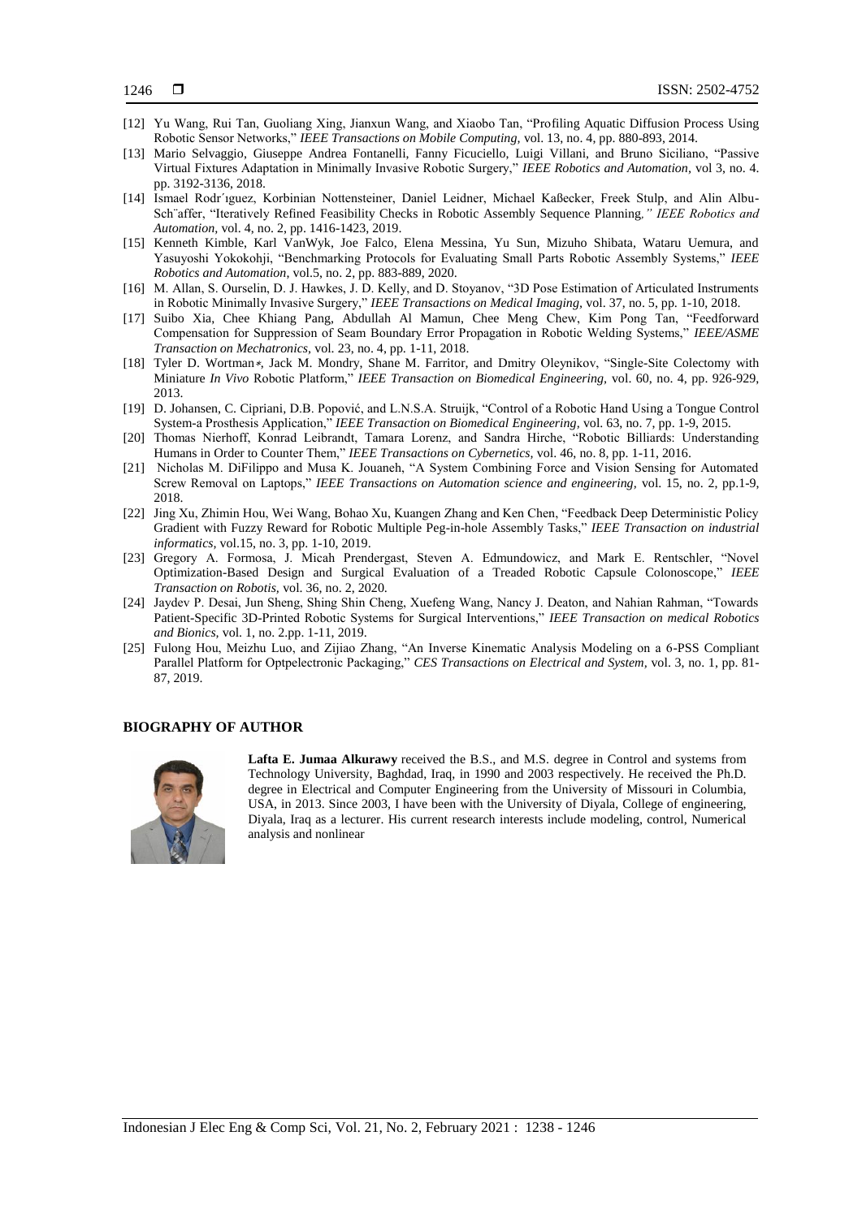[12] Yu Wang, Rui Tan, Guoliang Xing, Jianxun Wang, and Xiaobo Tan, "Profiling Aquatic Diffusion Process Using Robotic Sensor Networks," *IEEE Transactions on Mobile Computing*, vol. 13, no. 4, pp. 880-893, 2014.

[13] Mario Selvaggio, Giuseppe Andrea Fontanelli, Fanny Ficuciello, Luigi Villani, and Bruno Siciliano, "Passive Virtual Fixtures Adaptation in Minimally Invasive Robotic Surgery," *IEEE Robotics and Automation*, vol 3, no. 4. pp. 3192-3136, 2018.

[14] Ismael Rodr´ıguez, Korbinian Nottensteiner, Daniel Leidner, Michael Kaßecker, Freek Stulp, and Alin Albu-Sch¨affer, "Iteratively Refined Feasibility Checks in Robotic Assembly Sequence Planning*," IEEE Robotics and Automation*, vol. 4, no. 2, pp. 1416-1423, 2019.

[15] Kenneth Kimble, Karl VanWyk, Joe Falco, Elena Messina, Yu Sun, Mizuho Shibata, Wataru Uemura, and Yasuyoshi Yokokohji, "Benchmarking Protocols for Evaluating Small Parts Robotic Assembly Systems," *IEEE Robotics and Automation*, vol.5, no. 2, pp. 883-889, 2020.

[16] M. Allan, S. Ourselin, D. J. Hawkes, J. D. Kelly, and D. Stoyanov, "3D Pose Estimation of Articulated Instruments in Robotic Minimally Invasive Surgery," *IEEE Transactions on Medical Imaging*, vol. 37, no. 5, pp. 1-10, 2018.

[17] Suibo Xia, Chee Khiang Pang, Abdullah Al Mamun, Chee Meng Chew, Kim Pong Tan, "Feedforward Compensation for Suppression of Seam Boundary Error Propagation in Robotic Welding Systems," *IEEE/ASME Transaction on Mechatronics*, vol. 23, no. 4, pp. 1-11, 2018.

[18] Tyler D. Wortman∗, Jack M. Mondry, Shane M. Farritor, and Dmitry Oleynikov, "Single-Site Colectomy with Miniature *In Vivo* Robotic Platform," *IEEE Transaction on Biomedical Engineering*, vol. 60, no. 4, pp. 926-929, 2013.

[19] D. Johansen, C. Cipriani, D.B. Popović, and L.N.S.A. Struijk, "Control of a Robotic Hand Using a Tongue Control System-a Prosthesis Application," *IEEE Transaction on Biomedical Engineering*, vol. 63, no. 7, pp. 1-9, 2015.

[20] Thomas Nierhoff, Konrad Leibrandt, Tamara Lorenz, and Sandra Hirche, "Robotic Billiards: Understanding Humans in Order to Counter Them," *IEEE Transactions on Cybernetics*, vol. 46, no. 8, pp. 1-11, 2016.

[21] Nicholas M. DiFilippo and Musa K. Jouaneh, "A System Combining Force and Vision Sensing for Automated Screw Removal on Laptops," *IEEE Transactions on Automation science and engineering*, vol. 15, no. 2, pp.1-9, 2018.

[22] Jing Xu, Zhimin Hou, Wei Wang, Bohao Xu, Kuangen Zhang and Ken Chen, "Feedback Deep Deterministic Policy Gradient with Fuzzy Reward for Robotic Multiple Peg-in-hole Assembly Tasks," *IEEE Transaction on industrial informatics*, vol.15, no. 3, pp. 1-10, 2019.

[23] Gregory A. Formosa, J. Micah Prendergast, Steven A. Edmundowicz, and Mark E. Rentschler, "Novel Optimization-Based Design and Surgical Evaluation of a Treaded Robotic Capsule Colonoscope," *IEEE Transaction on Robotis*, vol. 36, no. 2, 2020.

[24] Jaydev P. Desai, Jun Sheng, Shing Shin Cheng, Xuefeng Wang, Nancy J. Deaton, and Nahian Rahman, "Towards Patient-Specific 3D-Printed Robotic Systems for Surgical Interventions," *IEEE Transaction on medical Robotics and Bionics*, vol. 1, no. 2.pp. 1-11, 2019.

[25] Fulong Hou, Meizhu Luo, and Zijiao Zhang, "An Inverse Kinematic Analysis Modeling on a 6-PSS Compliant Parallel Platform for Optpelectronic Packaging," *CES Transactions on Electrical and System*, vol. 3, no. 1, pp. 81-87, 2019.

## BIOGRAPHY OF AUTHOR

**Lafta E. Jumaa Alkurawy** received the B.S., and M.S. degree in Control and systems from Technology University, Baghdad, Iraq, in 1990 and 2003 respectively. He received the Ph.D. degree in Electrical and Computer Engineering from the University of Missouri in Columbia, USA, in 2013. Since 2003, I have been with the University of Diyala, College of engineering, Diyala, Iraq as a lecturer. His current research interests include modeling, control, Numerical analysis and nonlinear